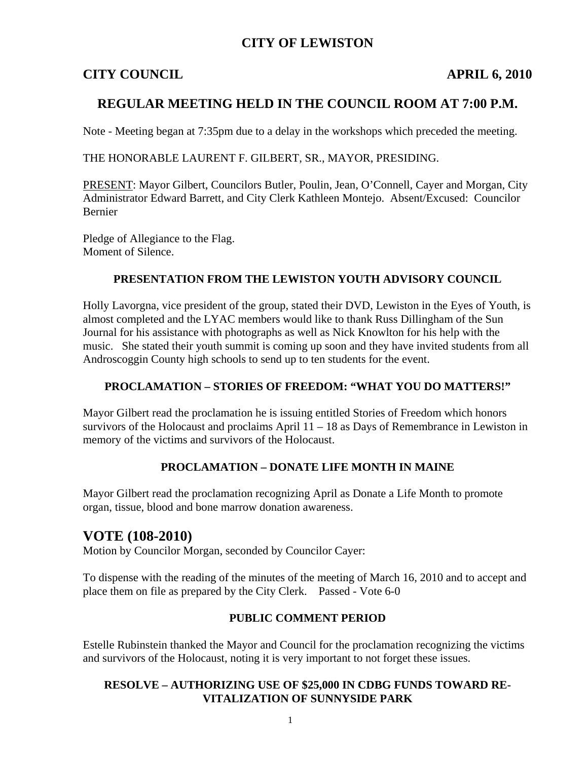# CITY OF LEWISTON

## CITY COUNCIL APRIL 6, 2010

## REGULAR MEETING HELD IN THE COUNCIL ROOM AT 7:00 P.M.

Note - Meeting began at 7:35pm due to a delay in the workshops which preceded the meeting.

THE HONORABLE LAURENT F. GILBERT, SR., MAYOR, PRESIDING.

PRESENT: Mayor Gilbert, Councilors Butler, Poulin, Jean, O'Connell, Cayer and Morgan, City Administrator Edward Barrett, and City Clerk Kathleen Montejo. Absent/Excused: Councilor Bernier

Pledge of Allegiance to the Flag.
Moment of Silence.

### PRESENTATION FROM THE LEWISTON YOUTH ADVISORY COUNCIL

Holly Lavorgna, vice president of the group, stated their DVD, Lewiston in the Eyes of Youth, is almost completed and the LYAC members would like to thank Russ Dillingham of the Sun Journal for his assistance with photographs as well as Nick Knowlton for his help with the music. She stated their youth summit is coming up soon and they have invited students from all Androscoggin County high schools to send up to ten students for the event.

### PROCLAMATION – STORIES OF FREEDOM: "WHAT YOU DO MATTERS!"

Mayor Gilbert read the proclamation he is issuing entitled Stories of Freedom which honors survivors of the Holocaust and proclaims April 11 – 18 as Days of Remembrance in Lewiston in memory of the victims and survivors of the Holocaust.

### PROCLAMATION – DONATE LIFE MONTH IN MAINE

Mayor Gilbert read the proclamation recognizing April as Donate a Life Month to promote organ, tissue, blood and bone marrow donation awareness.

## VOTE (108-2010)

Motion by Councilor Morgan, seconded by Councilor Cayer:

To dispense with the reading of the minutes of the meeting of March 16, 2010 and to accept and place them on file as prepared by the City Clerk. Passed - Vote 6-0

### PUBLIC COMMENT PERIOD

Estelle Rubinstein thanked the Mayor and Council for the proclamation recognizing the victims and survivors of the Holocaust, noting it is very important to not forget these issues.

### RESOLVE – AUTHORIZING USE OF $25,000 IN CDBG FUNDS TOWARD RE-VITALIZATION OF SUNNYSIDE PARK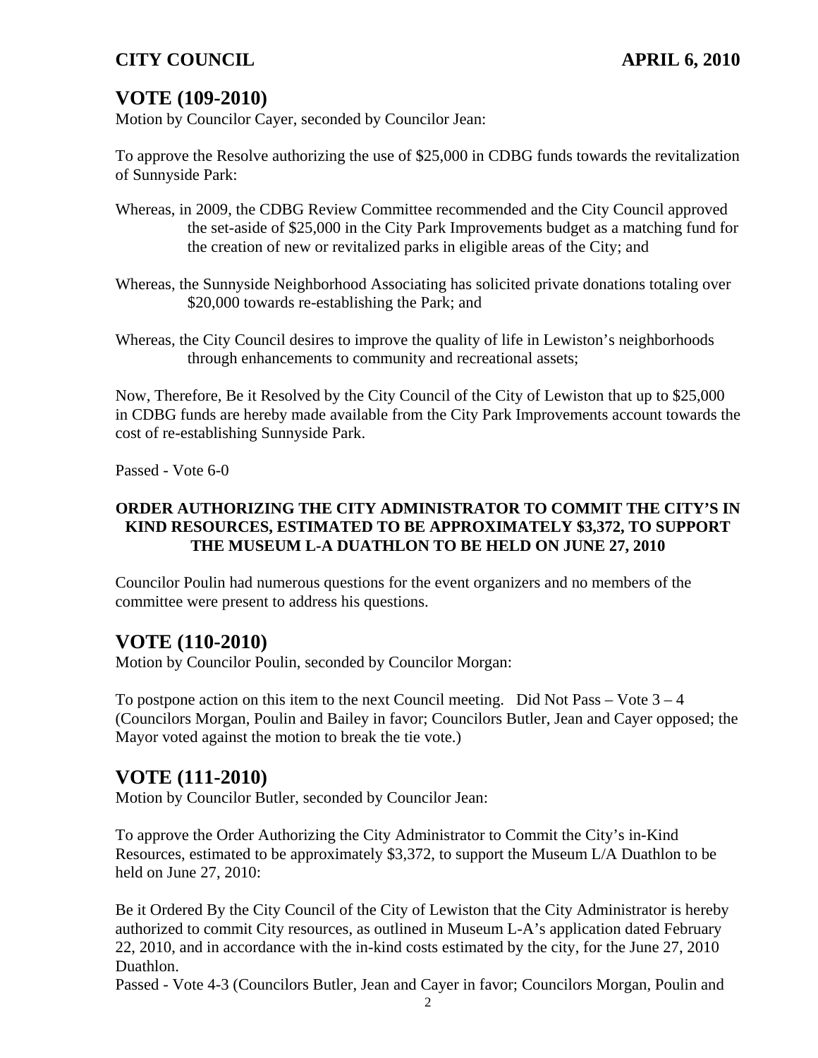## VOTE (109-2010)

Motion by Councilor Cayer, seconded by Councilor Jean:

To approve the Resolve authorizing the use of $25,000 in CDBG funds towards the revitalization of Sunnyside Park:

Whereas, in 2009, the CDBG Review Committee recommended and the City Council approved the set-aside of $25,000 in the City Park Improvements budget as a matching fund for the creation of new or revitalized parks in eligible areas of the City; and

Whereas, the Sunnyside Neighborhood Associating has solicited private donations totaling over $20,000 towards re-establishing the Park; and

Whereas, the City Council desires to improve the quality of life in Lewiston's neighborhoods through enhancements to community and recreational assets;

Now, Therefore, Be it Resolved by the City Council of the City of Lewiston that up to $25,000 in CDBG funds are hereby made available from the City Park Improvements account towards the cost of re-establishing Sunnyside Park.

Passed - Vote 6-0

**ORDER AUTHORIZING THE CITY ADMINISTRATOR TO COMMIT THE CITY'S IN KIND RESOURCES, ESTIMATED TO BE APPROXIMATELY $3,372, TO SUPPORT THE MUSEUM L-A DUATHLON TO BE HELD ON JUNE 27, 2010**

Councilor Poulin had numerous questions for the event organizers and no members of the committee were present to address his questions.

## VOTE (110-2010)

Motion by Councilor Poulin, seconded by Councilor Morgan:

To postpone action on this item to the next Council meeting. Did Not Pass – Vote 3 – 4 (Councilors Morgan, Poulin and Bailey in favor; Councilors Butler, Jean and Cayer opposed; the Mayor voted against the motion to break the tie vote.)

## VOTE (111-2010)

Motion by Councilor Butler, seconded by Councilor Jean:

To approve the Order Authorizing the City Administrator to Commit the City's in-Kind Resources, estimated to be approximately $3,372, to support the Museum L/A Duathlon to be held on June 27, 2010:

Be it Ordered By the City Council of the City of Lewiston that the City Administrator is hereby authorized to commit City resources, as outlined in Museum L-A's application dated February 22, 2010, and in accordance with the in-kind costs estimated by the city, for the June 27, 2010 Duathlon.

Passed - Vote 4-3 (Councilors Butler, Jean and Cayer in favor; Councilors Morgan, Poulin and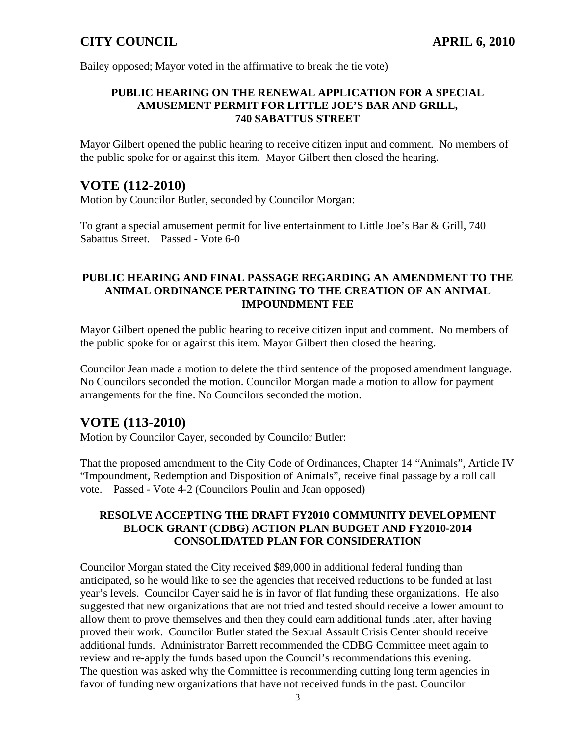Bailey opposed; Mayor voted in the affirmative to break the tie vote)

**PUBLIC HEARING ON THE RENEWAL APPLICATION FOR A SPECIAL AMUSEMENT PERMIT FOR LITTLE JOE'S BAR AND GRILL, 740 SABATTUS STREET**

Mayor Gilbert opened the public hearing to receive citizen input and comment. No members of the public spoke for or against this item. Mayor Gilbert then closed the hearing.

# VOTE (112-2010)

Motion by Councilor Butler, seconded by Councilor Morgan:

To grant a special amusement permit for live entertainment to Little Joe's Bar & Grill, 740 Sabattus Street. Passed - Vote 6-0

**PUBLIC HEARING AND FINAL PASSAGE REGARDING AN AMENDMENT TO THE ANIMAL ORDINANCE PERTAINING TO THE CREATION OF AN ANIMAL IMPOUNDMENT FEE**

Mayor Gilbert opened the public hearing to receive citizen input and comment. No members of the public spoke for or against this item. Mayor Gilbert then closed the hearing.

Councilor Jean made a motion to delete the third sentence of the proposed amendment language. No Councilors seconded the motion. Councilor Morgan made a motion to allow for payment arrangements for the fine. No Councilors seconded the motion.

# VOTE (113-2010)

Motion by Councilor Cayer, seconded by Councilor Butler:

That the proposed amendment to the City Code of Ordinances, Chapter 14 "Animals", Article IV "Impoundment, Redemption and Disposition of Animals", receive final passage by a roll call vote. Passed - Vote 4-2 (Councilors Poulin and Jean opposed)

**RESOLVE ACCEPTING THE DRAFT FY2010 COMMUNITY DEVELOPMENT BLOCK GRANT (CDBG) ACTION PLAN BUDGET AND FY2010-2014 CONSOLIDATED PLAN FOR CONSIDERATION**

Councilor Morgan stated the City received $89,000 in additional federal funding than anticipated, so he would like to see the agencies that received reductions to be funded at last year's levels. Councilor Cayer said he is in favor of flat funding these organizations. He also suggested that new organizations that are not tried and tested should receive a lower amount to allow them to prove themselves and then they could earn additional funds later, after having proved their work. Councilor Butler stated the Sexual Assault Crisis Center should receive additional funds. Administrator Barrett recommended the CDBG Committee meet again to review and re-apply the funds based upon the Council's recommendations this evening. The question was asked why the Committee is recommending cutting long term agencies in favor of funding new organizations that have not received funds in the past. Councilor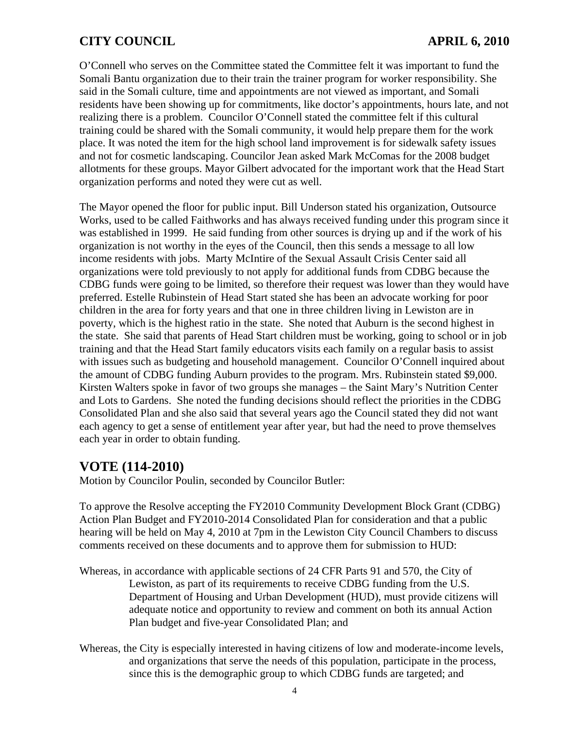O'Connell who serves on the Committee stated the Committee felt it was important to fund the Somali Bantu organization due to their train the trainer program for worker responsibility. She said in the Somali culture, time and appointments are not viewed as important, and Somali residents have been showing up for commitments, like doctor's appointments, hours late, and not realizing there is a problem. Councilor O'Connell stated the committee felt if this cultural training could be shared with the Somali community, it would help prepare them for the work place. It was noted the item for the high school land improvement is for sidewalk safety issues and not for cosmetic landscaping. Councilor Jean asked Mark McComas for the 2008 budget allotments for these groups. Mayor Gilbert advocated for the important work that the Head Start organization performs and noted they were cut as well.

The Mayor opened the floor for public input. Bill Underson stated his organization, Outsource Works, used to be called Faithworks and has always received funding under this program since it was established in 1999. He said funding from other sources is drying up and if the work of his organization is not worthy in the eyes of the Council, then this sends a message to all low income residents with jobs. Marty McIntire of the Sexual Assault Crisis Center said all organizations were told previously to not apply for additional funds from CDBG because the CDBG funds were going to be limited, so therefore their request was lower than they would have preferred. Estelle Rubinstein of Head Start stated she has been an advocate working for poor children in the area for forty years and that one in three children living in Lewiston are in poverty, which is the highest ratio in the state. She noted that Auburn is the second highest in the state. She said that parents of Head Start children must be working, going to school or in job training and that the Head Start family educators visits each family on a regular basis to assist with issues such as budgeting and household management. Councilor O'Connell inquired about the amount of CDBG funding Auburn provides to the program. Mrs. Rubinstein stated $9,000. Kirsten Walters spoke in favor of two groups she manages – the Saint Mary's Nutrition Center and Lots to Gardens. She noted the funding decisions should reflect the priorities in the CDBG Consolidated Plan and she also said that several years ago the Council stated they did not want each agency to get a sense of entitlement year after year, but had the need to prove themselves each year in order to obtain funding.

## VOTE (114-2010)

Motion by Councilor Poulin, seconded by Councilor Butler:

To approve the Resolve accepting the FY2010 Community Development Block Grant (CDBG) Action Plan Budget and FY2010-2014 Consolidated Plan for consideration and that a public hearing will be held on May 4, 2010 at 7pm in the Lewiston City Council Chambers to discuss comments received on these documents and to approve them for submission to HUD:

Whereas, in accordance with applicable sections of 24 CFR Parts 91 and 570, the City of Lewiston, as part of its requirements to receive CDBG funding from the U.S. Department of Housing and Urban Development (HUD), must provide citizens will adequate notice and opportunity to review and comment on both its annual Action Plan budget and five-year Consolidated Plan; and

Whereas, the City is especially interested in having citizens of low and moderate-income levels, and organizations that serve the needs of this population, participate in the process, since this is the demographic group to which CDBG funds are targeted; and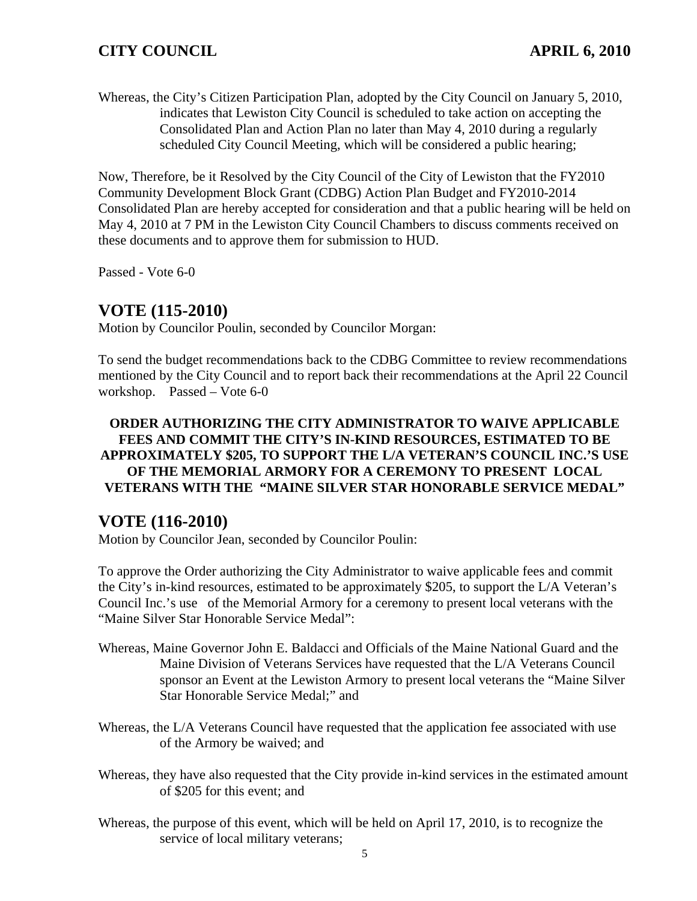Whereas, the City's Citizen Participation Plan, adopted by the City Council on January 5, 2010, indicates that Lewiston City Council is scheduled to take action on accepting the Consolidated Plan and Action Plan no later than May 4, 2010 during a regularly scheduled City Council Meeting, which will be considered a public hearing;

Now, Therefore, be it Resolved by the City Council of the City of Lewiston that the FY2010 Community Development Block Grant (CDBG) Action Plan Budget and FY2010-2014 Consolidated Plan are hereby accepted for consideration and that a public hearing will be held on May 4, 2010 at 7 PM in the Lewiston City Council Chambers to discuss comments received on these documents and to approve them for submission to HUD.

Passed - Vote 6-0

## VOTE (115-2010)

Motion by Councilor Poulin, seconded by Councilor Morgan:

To send the budget recommendations back to the CDBG Committee to review recommendations mentioned by the City Council and to report back their recommendations at the April 22 Council workshop. Passed – Vote 6-0

**ORDER AUTHORIZING THE CITY ADMINISTRATOR TO WAIVE APPLICABLE FEES AND COMMIT THE CITY'S IN-KIND RESOURCES, ESTIMATED TO BE APPROXIMATELY $205, TO SUPPORT THE L/A VETERAN'S COUNCIL INC.'S USE OF THE MEMORIAL ARMORY FOR A CEREMONY TO PRESENT LOCAL VETERANS WITH THE "MAINE SILVER STAR HONORABLE SERVICE MEDAL"**

## VOTE (116-2010)

Motion by Councilor Jean, seconded by Councilor Poulin:

To approve the Order authorizing the City Administrator to waive applicable fees and commit the City's in-kind resources, estimated to be approximately $205, to support the L/A Veteran's Council Inc.'s use of the Memorial Armory for a ceremony to present local veterans with the "Maine Silver Star Honorable Service Medal":

Whereas, Maine Governor John E. Baldacci and Officials of the Maine National Guard and the Maine Division of Veterans Services have requested that the L/A Veterans Council sponsor an Event at the Lewiston Armory to present local veterans the "Maine Silver Star Honorable Service Medal;" and

Whereas, the L/A Veterans Council have requested that the application fee associated with use of the Armory be waived; and

Whereas, they have also requested that the City provide in-kind services in the estimated amount of $205 for this event; and

Whereas, the purpose of this event, which will be held on April 17, 2010, is to recognize the service of local military veterans;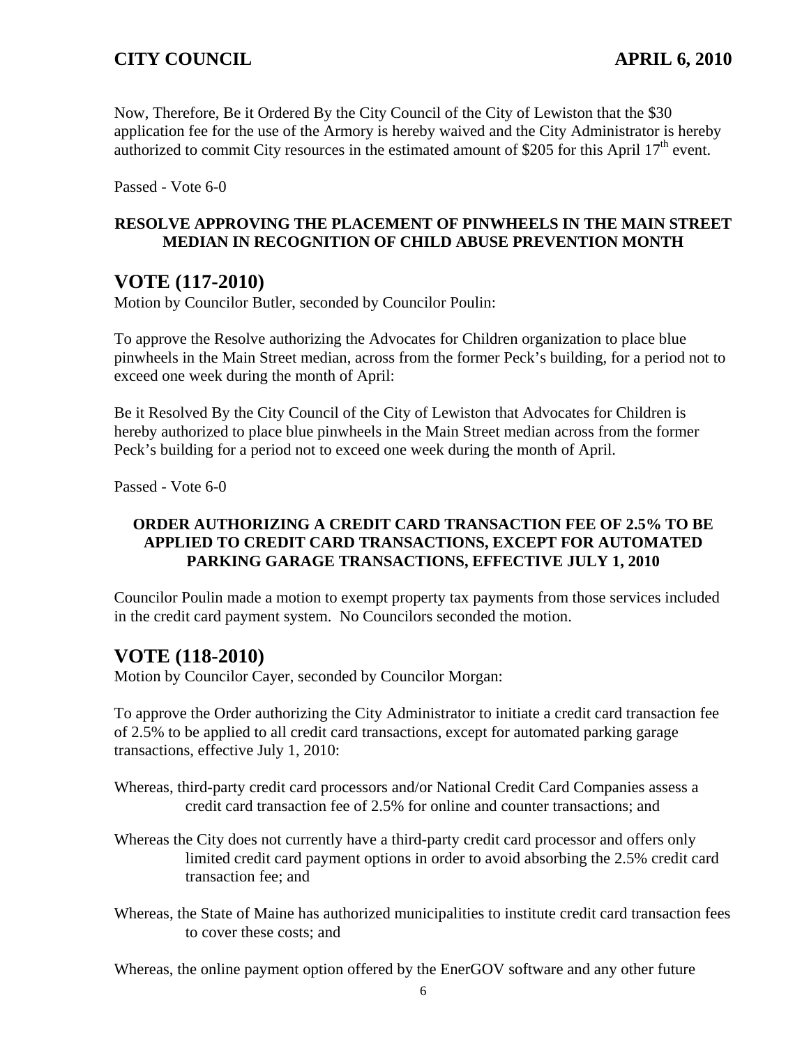Now, Therefore, Be it Ordered By the City Council of the City of Lewiston that the $30 application fee for the use of the Armory is hereby waived and the City Administrator is hereby authorized to commit City resources in the estimated amount of $205 for this April 17th event.

Passed - Vote 6-0

**RESOLVE APPROVING THE PLACEMENT OF PINWHEELS IN THE MAIN STREET MEDIAN IN RECOGNITION OF CHILD ABUSE PREVENTION MONTH**

## VOTE (117-2010)

Motion by Councilor Butler, seconded by Councilor Poulin:

To approve the Resolve authorizing the Advocates for Children organization to place blue pinwheels in the Main Street median, across from the former Peck's building, for a period not to exceed one week during the month of April:

Be it Resolved By the City Council of the City of Lewiston that Advocates for Children is hereby authorized to place blue pinwheels in the Main Street median across from the former Peck's building for a period not to exceed one week during the month of April.

Passed - Vote 6-0

**ORDER AUTHORIZING A CREDIT CARD TRANSACTION FEE OF 2.5% TO BE APPLIED TO CREDIT CARD TRANSACTIONS, EXCEPT FOR AUTOMATED PARKING GARAGE TRANSACTIONS, EFFECTIVE JULY 1, 2010**

Councilor Poulin made a motion to exempt property tax payments from those services included in the credit card payment system. No Councilors seconded the motion.

## VOTE (118-2010)

Motion by Councilor Cayer, seconded by Councilor Morgan:

To approve the Order authorizing the City Administrator to initiate a credit card transaction fee of 2.5% to be applied to all credit card transactions, except for automated parking garage transactions, effective July 1, 2010:

Whereas, third-party credit card processors and/or National Credit Card Companies assess a credit card transaction fee of 2.5% for online and counter transactions; and

Whereas the City does not currently have a third-party credit card processor and offers only limited credit card payment options in order to avoid absorbing the 2.5% credit card transaction fee; and

Whereas, the State of Maine has authorized municipalities to institute credit card transaction fees to cover these costs; and

Whereas, the online payment option offered by the EnerGOV software and any other future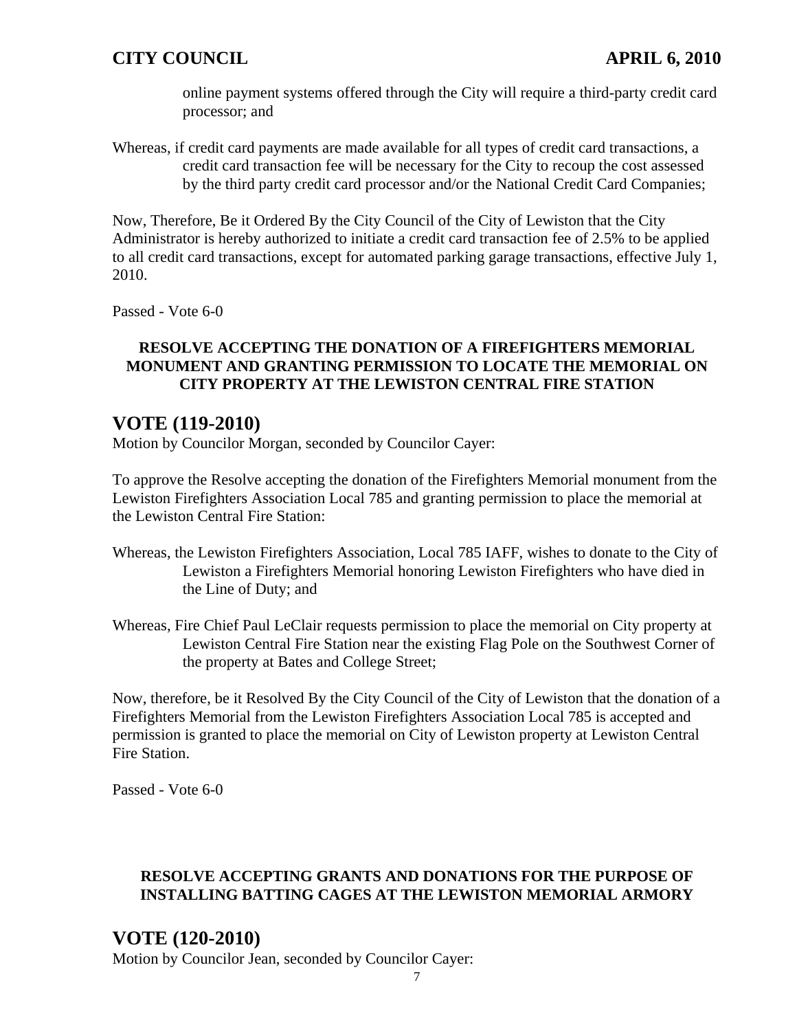online payment systems offered through the City will require a third-party credit card processor; and

Whereas, if credit card payments are made available for all types of credit card transactions, a credit card transaction fee will be necessary for the City to recoup the cost assessed by the third party credit card processor and/or the National Credit Card Companies;

Now, Therefore, Be it Ordered By the City Council of the City of Lewiston that the City Administrator is hereby authorized to initiate a credit card transaction fee of 2.5% to be applied to all credit card transactions, except for automated parking garage transactions, effective July 1, 2010.

Passed - Vote 6-0

**RESOLVE ACCEPTING THE DONATION OF A FIREFIGHTERS MEMORIAL MONUMENT AND GRANTING PERMISSION TO LOCATE THE MEMORIAL ON CITY PROPERTY AT THE LEWISTON CENTRAL FIRE STATION**

## VOTE (119-2010)

Motion by Councilor Morgan, seconded by Councilor Cayer:

To approve the Resolve accepting the donation of the Firefighters Memorial monument from the Lewiston Firefighters Association Local 785 and granting permission to place the memorial at the Lewiston Central Fire Station:

Whereas, the Lewiston Firefighters Association, Local 785 IAFF, wishes to donate to the City of Lewiston a Firefighters Memorial honoring Lewiston Firefighters who have died in the Line of Duty; and

Whereas, Fire Chief Paul LeClair requests permission to place the memorial on City property at Lewiston Central Fire Station near the existing Flag Pole on the Southwest Corner of the property at Bates and College Street;

Now, therefore, be it Resolved By the City Council of the City of Lewiston that the donation of a Firefighters Memorial from the Lewiston Firefighters Association Local 785 is accepted and permission is granted to place the memorial on City of Lewiston property at Lewiston Central Fire Station.

Passed - Vote 6-0

**RESOLVE ACCEPTING GRANTS AND DONATIONS FOR THE PURPOSE OF INSTALLING BATTING CAGES AT THE LEWISTON MEMORIAL ARMORY**

## VOTE (120-2010)

Motion by Councilor Jean, seconded by Councilor Cayer: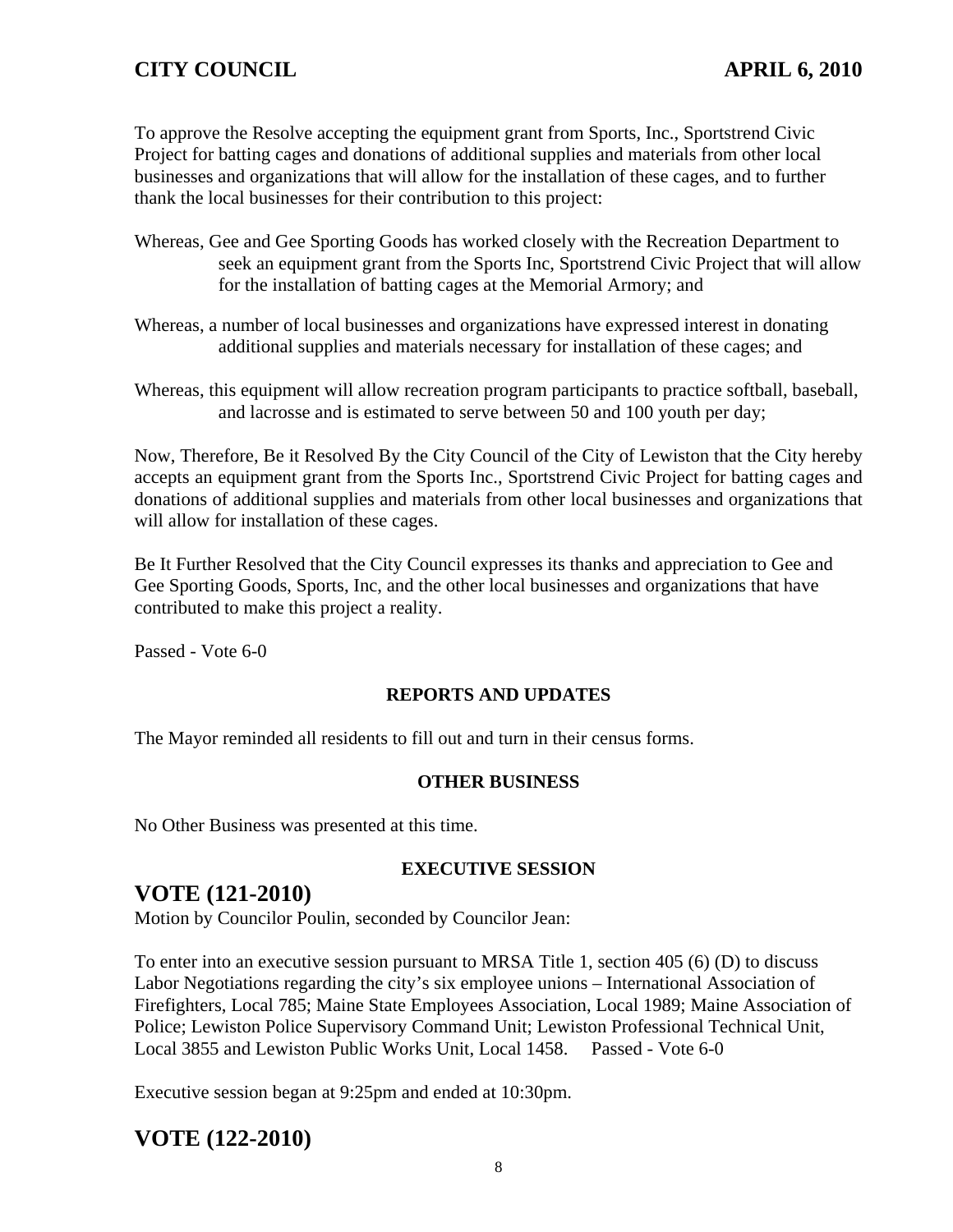To approve the Resolve accepting the equipment grant from Sports, Inc., Sportstrend Civic Project for batting cages and donations of additional supplies and materials from other local businesses and organizations that will allow for the installation of these cages, and to further thank the local businesses for their contribution to this project:

Whereas, Gee and Gee Sporting Goods has worked closely with the Recreation Department to seek an equipment grant from the Sports Inc, Sportstrend Civic Project that will allow for the installation of batting cages at the Memorial Armory; and

Whereas, a number of local businesses and organizations have expressed interest in donating additional supplies and materials necessary for installation of these cages; and

Whereas, this equipment will allow recreation program participants to practice softball, baseball, and lacrosse and is estimated to serve between 50 and 100 youth per day;

Now, Therefore, Be it Resolved By the City Council of the City of Lewiston that the City hereby accepts an equipment grant from the Sports Inc., Sportstrend Civic Project for batting cages and donations of additional supplies and materials from other local businesses and organizations that will allow for installation of these cages.

Be It Further Resolved that the City Council expresses its thanks and appreciation to Gee and Gee Sporting Goods, Sports, Inc, and the other local businesses and organizations that have contributed to make this project a reality.

Passed - Vote 6-0

**REPORTS AND UPDATES**

The Mayor reminded all residents to fill out and turn in their census forms.

**OTHER BUSINESS**

No Other Business was presented at this time.

**EXECUTIVE SESSION**

## VOTE (121-2010)

Motion by Councilor Poulin, seconded by Councilor Jean:

To enter into an executive session pursuant to MRSA Title 1, section 405 (6) (D) to discuss Labor Negotiations regarding the city's six employee unions – International Association of Firefighters, Local 785; Maine State Employees Association, Local 1989; Maine Association of Police; Lewiston Police Supervisory Command Unit; Lewiston Professional Technical Unit, Local 3855 and Lewiston Public Works Unit, Local 1458. Passed - Vote 6-0

Executive session began at 9:25pm and ended at 10:30pm.

## VOTE (122-2010)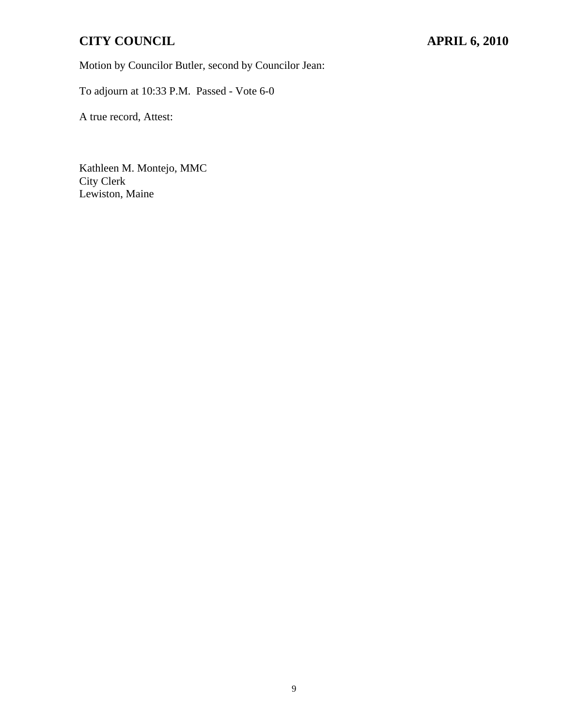Motion by Councilor Butler, second by Councilor Jean:

To adjourn at 10:33 P.M. Passed - Vote 6-0

A true record, Attest:

Kathleen M. Montejo, MMC
City Clerk
Lewiston, Maine